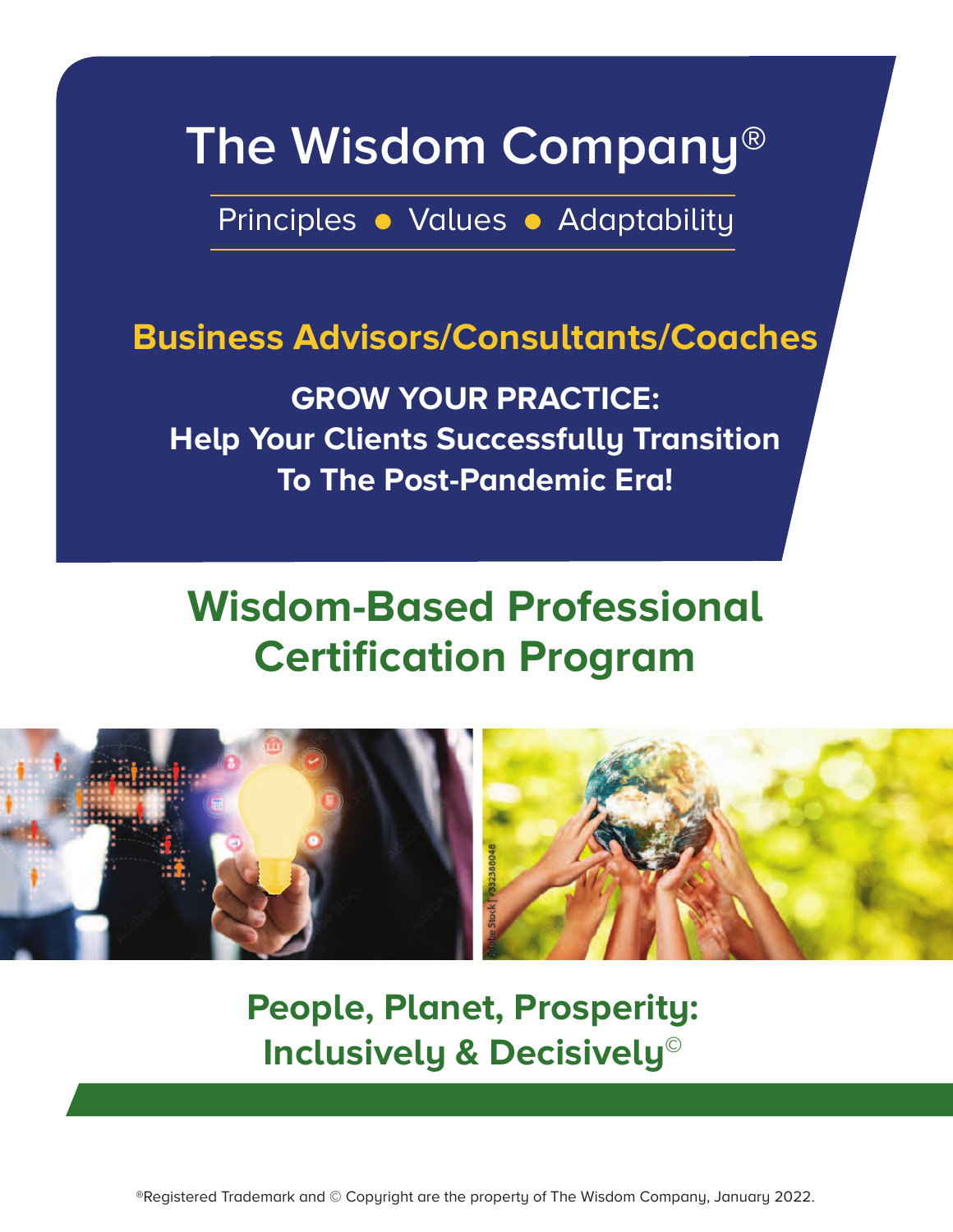# The Wisdom Company®

Principles • Values • Adaptability

## Business Advisors/Consultants/Coaches

**GROW YOUR PRACTICE:**
**Help Your Clients Successfully Transition To The Post-Pandemic Era!**

# Wisdom-Based Professional Certification Program

## People, Planet, Prosperity: Inclusively & Decisively©

®Registered Trademark and © Copyright are the property of The Wisdom Company, January 2022.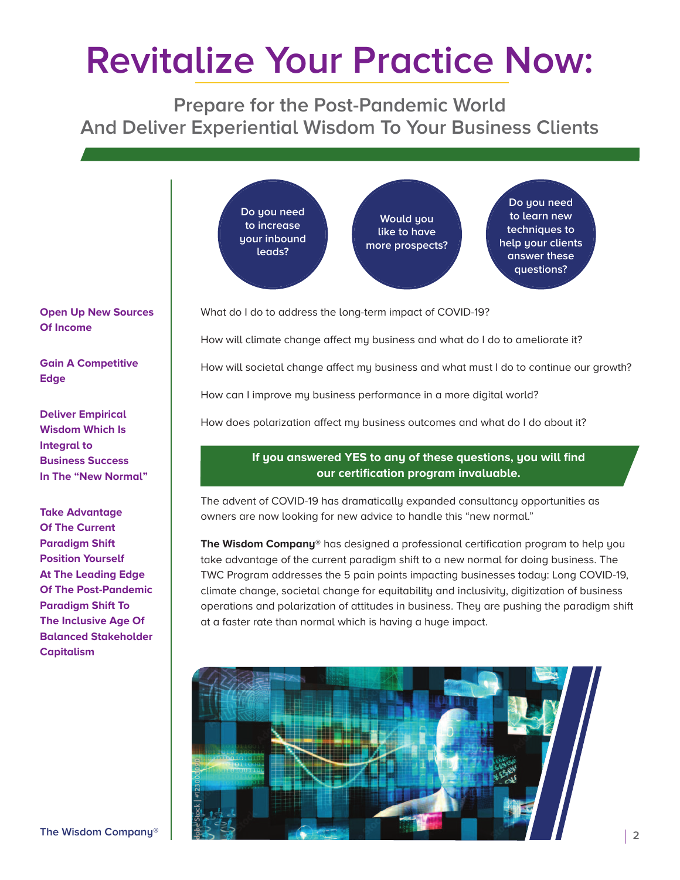# Revitalize Your Practice Now:

## Prepare for the Post-Pandemic World And Deliver Experiential Wisdom To Your Business Clients

**Open Up New Sources Of Income**

**Gain A Competitive Edge**

**Deliver Empirical Wisdom Which Is Integral to Business Success In The "New Normal"**

**Take Advantage Of The Current Paradigm Shift Position Yourself At The Leading Edge Of The Post-Pandemic Paradigm Shift To The Inclusive Age Of Balanced Stakeholder Capitalism**

Do you need to increase your inbound leads?

Would you like to have more prospects?

Do you need to learn new techniques to help your clients answer these questions?

What do I do to address the long-term impact of COVID-19?

How will climate change affect my business and what do I do to ameliorate it?

How will societal change affect my business and what must I do to continue our growth?

How can I improve my business performance in a more digital world?

How does polarization affect my business outcomes and what do I do about it?

**If you answered YES to any of these questions, you will find our certification program invaluable.**

The advent of COVID-19 has dramatically expanded consultancy opportunities as owners are now looking for new advice to handle this "new normal."

**The Wisdom Company**® has designed a professional certification program to help you take advantage of the current paradigm shift to a new normal for doing business. The TWC Program addresses the 5 pain points impacting businesses today: Long COVID-19, climate change, societal change for equitability and inclusivity, digitization of business operations and polarization of attitudes in business. They are pushing the paradigm shift at a faster rate than normal which is having a huge impact.

The Wisdom Company®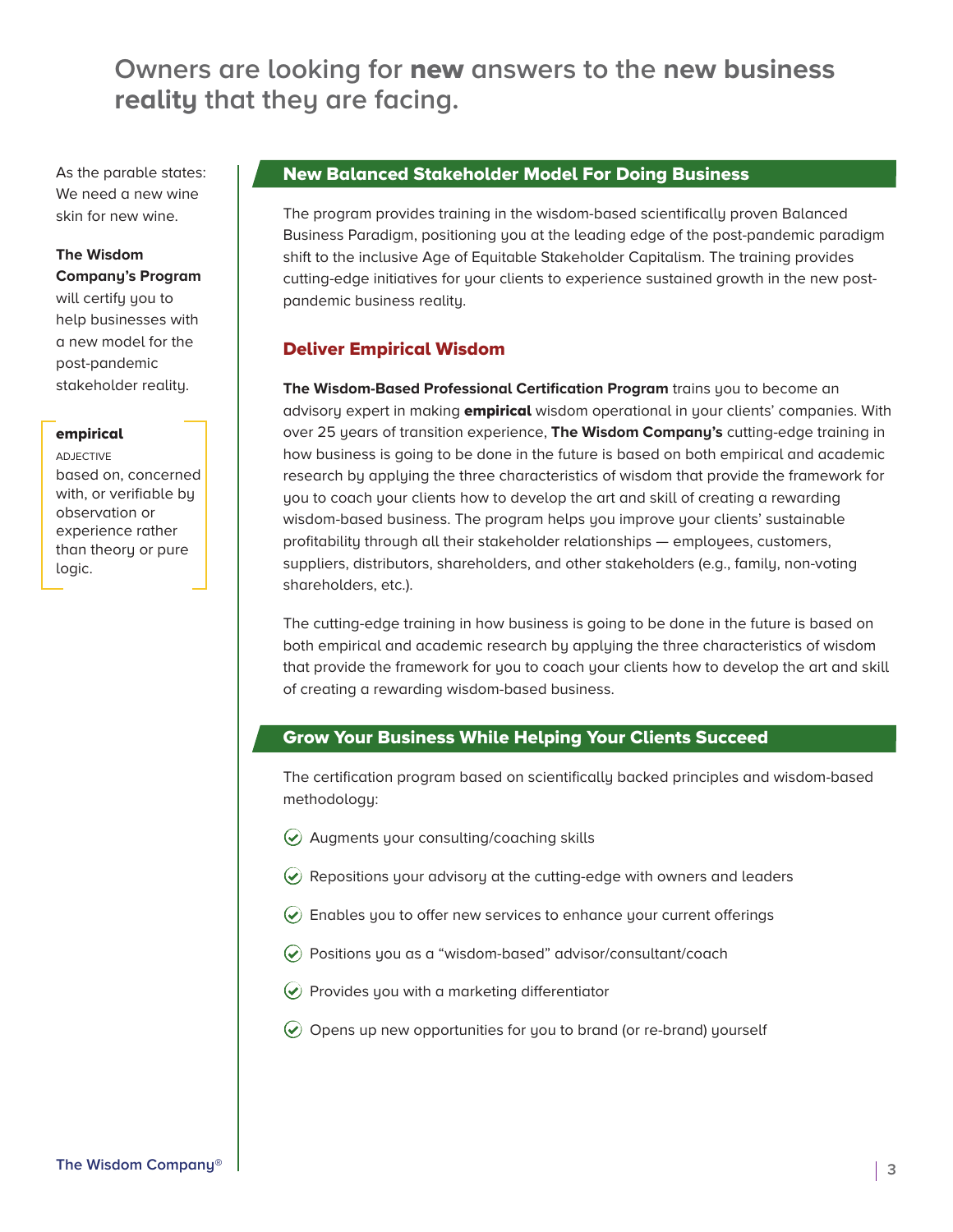# Owners are looking for **new** answers to the **new business reality** that they are facing.

As the parable states: We need a new wine skin for new wine.

**The Wisdom Company's Program** will certify you to help businesses with a new model for the post-pandemic stakeholder reality.

**empirical**
ADJECTIVE
based on, concerned with, or verifiable by observation or experience rather than theory or pure logic.

## New Balanced Stakeholder Model For Doing Business

The program provides training in the wisdom-based scientifically proven Balanced Business Paradigm, positioning you at the leading edge of the post-pandemic paradigm shift to the inclusive Age of Equitable Stakeholder Capitalism. The training provides cutting-edge initiatives for your clients to experience sustained growth in the new post-pandemic business reality.

### Deliver Empirical Wisdom

**The Wisdom-Based Professional Certification Program** trains you to become an advisory expert in making **empirical** wisdom operational in your clients' companies. With over 25 years of transition experience, **The Wisdom Company's** cutting-edge training in how business is going to be done in the future is based on both empirical and academic research by applying the three characteristics of wisdom that provide the framework for you to coach your clients how to develop the art and skill of creating a rewarding wisdom-based business. The program helps you improve your clients' sustainable profitability through all their stakeholder relationships — employees, customers, suppliers, distributors, shareholders, and other stakeholders (e.g., family, non-voting shareholders, etc.).

The cutting-edge training in how business is going to be done in the future is based on both empirical and academic research by applying the three characteristics of wisdom that provide the framework for you to coach your clients how to develop the art and skill of creating a rewarding wisdom-based business.

## Grow Your Business While Helping Your Clients Succeed

The certification program based on scientifically backed principles and wisdom-based methodology:

- Augments your consulting/coaching skills
- Repositions your advisory at the cutting-edge with owners and leaders
- Enables you to offer new services to enhance your current offerings
- Positions you as a "wisdom-based" advisor/consultant/coach
- Provides you with a marketing differentiator
- Opens up new opportunities for you to brand (or re-brand) yourself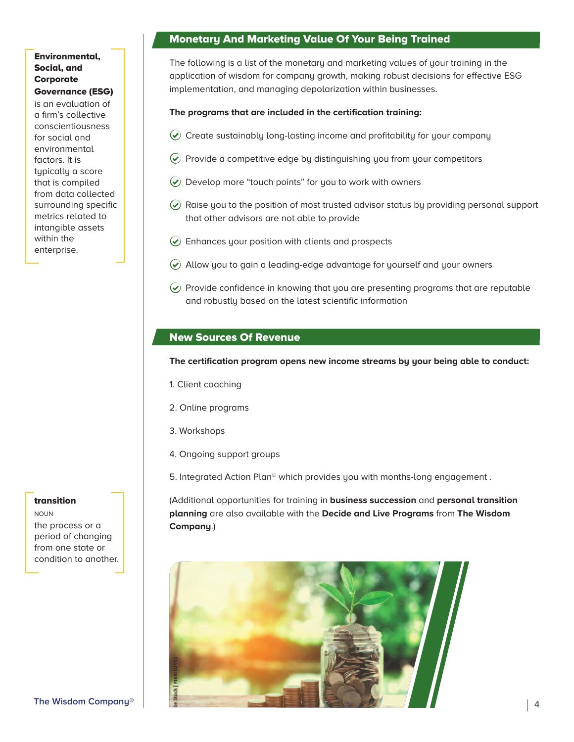## Monetary And Marketing Value Of Your Being Trained

The following is a list of the monetary and marketing values of your training in the application of wisdom for company growth, making robust decisions for effective ESG implementation, and managing depolarization within businesses.

**The programs that are included in the certification training:**

- Create sustainably long-lasting income and profitability for your company
- Provide a competitive edge by distinguishing you from your competitors
- Develop more "touch points" for you to work with owners
- Raise you to the position of most trusted advisor status by providing personal support that other advisors are not able to provide
- Enhances your position with clients and prospects
- Allow you to gain a leading-edge advantage for yourself and your owners
- Provide confidence in knowing that you are presenting programs that are reputable and robustly based on the latest scientific information

**Environmental, Social, and Corporate Governance (ESG)** is an evaluation of a firm's collective conscientiousness for social and environmental factors. It is typically a score that is compiled from data collected surrounding specific metrics related to intangible assets within the enterprise.

## New Sources Of Revenue

**The certification program opens new income streams by your being able to conduct:**

1. Client coaching
2. Online programs
3. Workshops
4. Ongoing support groups
5. Integrated Action Plan© which provides you with months-long engagement .

(Additional opportunities for training in **business succession** and **personal transition planning** are also available with the **Decide and Live Programs** from **The Wisdom Company**.)

**transition**
NOUN
the process or a period of changing from one state or condition to another.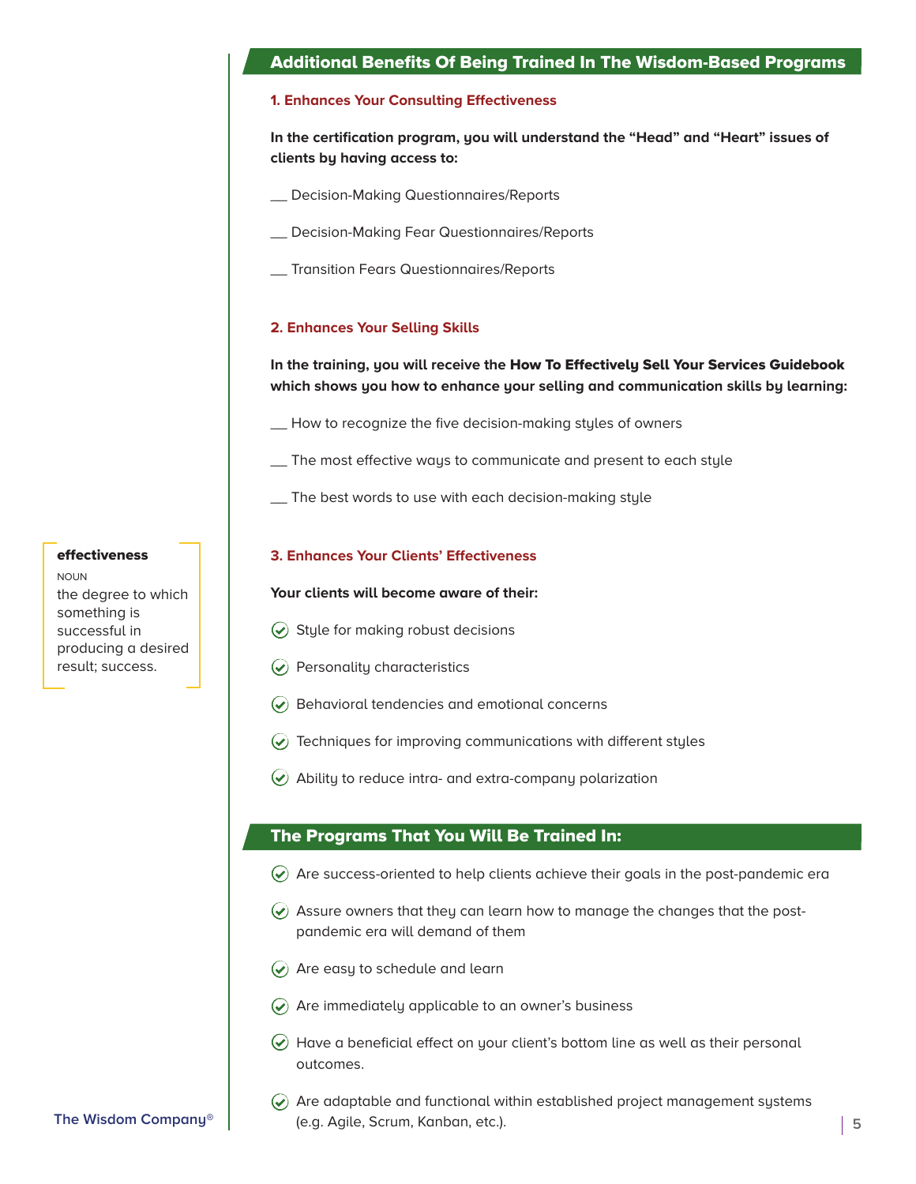## Additional Benefits Of Being Trained In The Wisdom-Based Programs

### 1. Enhances Your Consulting Effectiveness

**In the certification program, you will understand the “Head” and “Heart” issues of clients by having access to:**

__ Decision-Making Questionnaires/Reports

__ Decision-Making Fear Questionnaires/Reports

__ Transition Fears Questionnaires/Reports

### 2. Enhances Your Selling Skills

**In the training, you will receive the How To Effectively Sell Your Services Guidebook which shows you how to enhance your selling and communication skills by learning:**

__ How to recognize the five decision-making styles of owners

__ The most effective ways to communicate and present to each style

__ The best words to use with each decision-making style

### 3. Enhances Your Clients’ Effectiveness

**Your clients will become aware of their:**

- Style for making robust decisions
- Personality characteristics
- Behavioral tendencies and emotional concerns
- Techniques for improving communications with different styles
- Ability to reduce intra- and extra-company polarization

**effectiveness**
NOUN
the degree to which something is successful in producing a desired result; success.

## The Programs That You Will Be Trained In:

- Are success-oriented to help clients achieve their goals in the post-pandemic era
- Assure owners that they can learn how to manage the changes that the post-pandemic era will demand of them
- Are easy to schedule and learn
- Are immediately applicable to an owner’s business
- Have a beneficial effect on your client’s bottom line as well as their personal outcomes.
- Are adaptable and functional within established project management systems (e.g. Agile, Scrum, Kanban, etc.).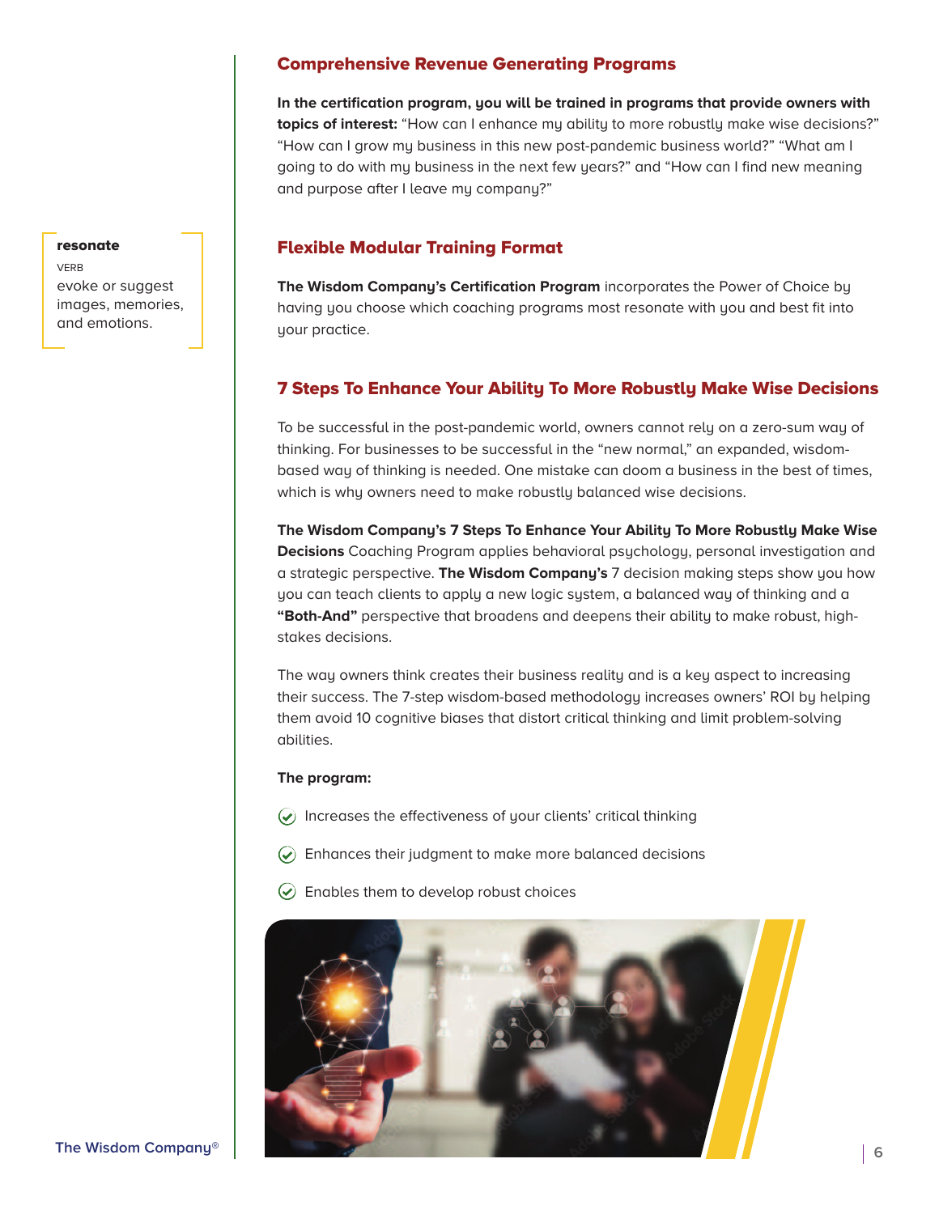## Comprehensive Revenue Generating Programs

**In the certification program, you will be trained in programs that provide owners with topics of interest:** "How can I enhance my ability to more robustly make wise decisions?" "How can I grow my business in this new post-pandemic business world?" "What am I going to do with my business in the next few years?" and "How can I find new meaning and purpose after I leave my company?"

## Flexible Modular Training Format

**The Wisdom Company's Certification Program** incorporates the Power of Choice by having you choose which coaching programs most resonate with you and best fit into your practice.

**resonate**
VERB
evoke or suggest images, memories, and emotions.

## 7 Steps To Enhance Your Ability To More Robustly Make Wise Decisions

To be successful in the post-pandemic world, owners cannot rely on a zero-sum way of thinking. For businesses to be successful in the "new normal," an expanded, wisdom-based way of thinking is needed. One mistake can doom a business in the best of times, which is why owners need to make robustly balanced wise decisions.

**The Wisdom Company's 7 Steps To Enhance Your Ability To More Robustly Make Wise Decisions** Coaching Program applies behavioral psychology, personal investigation and a strategic perspective. **The Wisdom Company's** 7 decision making steps show you how you can teach clients to apply a new logic system, a balanced way of thinking and a **"Both-And"** perspective that broadens and deepens their ability to make robust, high-stakes decisions.

The way owners think creates their business reality and is a key aspect to increasing their success. The 7-step wisdom-based methodology increases owners' ROI by helping them avoid 10 cognitive biases that distort critical thinking and limit problem-solving abilities.

**The program:**

- Increases the effectiveness of your clients' critical thinking
- Enhances their judgment to make more balanced decisions
- Enables them to develop robust choices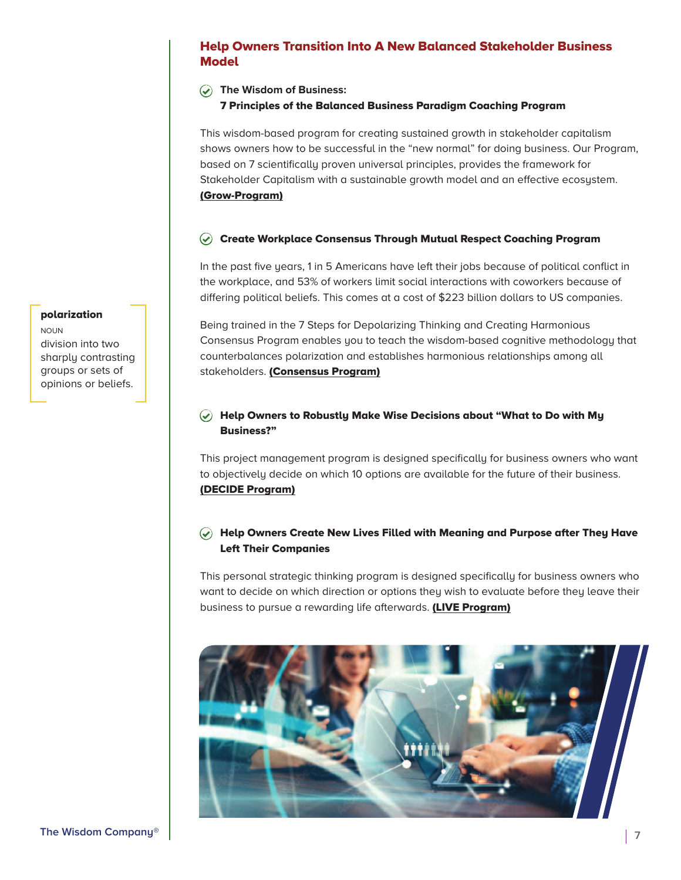## Help Owners Transition Into A New Balanced Stakeholder Business Model

### The Wisdom of Business: 7 Principles of the Balanced Business Paradigm Coaching Program

This wisdom-based program for creating sustained growth in stakeholder capitalism shows owners how to be successful in the "new normal" for doing business. Our Program, based on 7 scientifically proven universal principles, provides the framework for Stakeholder Capitalism with a sustainable growth model and an effective ecosystem. **(Grow-Program)**

### Create Workplace Consensus Through Mutual Respect Coaching Program

In the past five years, 1 in 5 Americans have left their jobs because of political conflict in the workplace, and 53% of workers limit social interactions with coworkers because of differing political beliefs. This comes at a cost of $223 billion dollars to US companies.

Being trained in the 7 Steps for Depolarizing Thinking and Creating Harmonious Consensus Program enables you to teach the wisdom-based cognitive methodology that counterbalances polarization and establishes harmonious relationships among all stakeholders. **(Consensus Program)**

> **polarization**
> NOUN
> division into two sharply contrasting groups or sets of opinions or beliefs.

### Help Owners to Robustly Make Wise Decisions about "What to Do with My Business?"

This project management program is designed specifically for business owners who want to objectively decide on which 10 options are available for the future of their business. **(DECIDE Program)**

### Help Owners Create New Lives Filled with Meaning and Purpose after They Have Left Their Companies

This personal strategic thinking program is designed specifically for business owners who want to decide on which direction or options they wish to evaluate before they leave their business to pursue a rewarding life afterwards. **(LIVE Program)**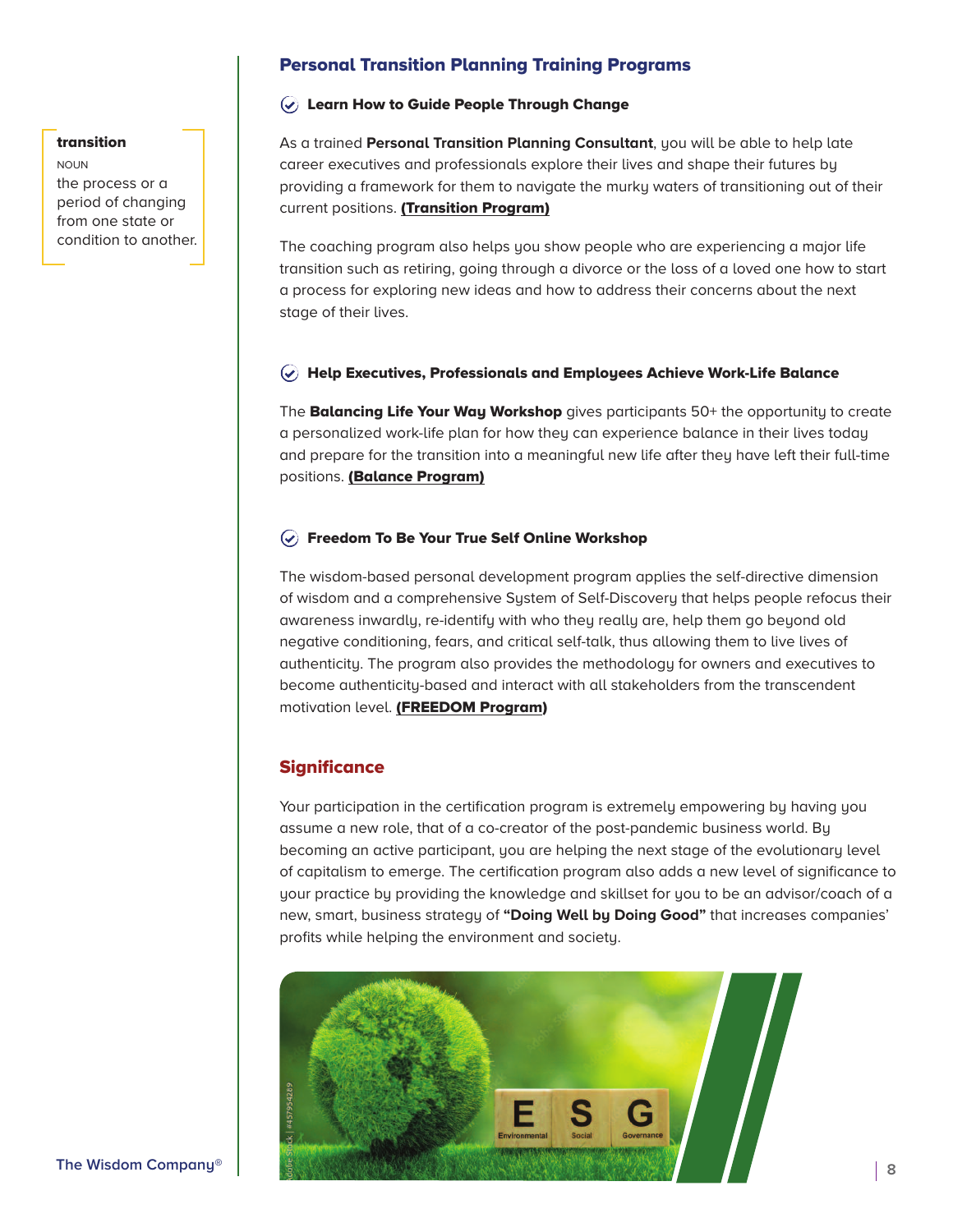**transition**

NOUN

the process or a period of changing from one state or condition to another.

## Personal Transition Planning Training Programs

### Learn How to Guide People Through Change

As a trained **Personal Transition Planning Consultant**, you will be able to help late career executives and professionals explore their lives and shape their futures by providing a framework for them to navigate the murky waters of transitioning out of their current positions. **(Transition Program)**

The coaching program also helps you show people who are experiencing a major life transition such as retiring, going through a divorce or the loss of a loved one how to start a process for exploring new ideas and how to address their concerns about the next stage of their lives.

### Help Executives, Professionals and Employees Achieve Work-Life Balance

The **Balancing Life Your Way Workshop** gives participants 50+ the opportunity to create a personalized work-life plan for how they can experience balance in their lives today and prepare for the transition into a meaningful new life after they have left their full-time positions. **(Balance Program)**

### Freedom To Be Your True Self Online Workshop

The wisdom-based personal development program applies the self-directive dimension of wisdom and a comprehensive System of Self-Discovery that helps people refocus their awareness inwardly, re-identify with who they really are, help them go beyond old negative conditioning, fears, and critical self-talk, thus allowing them to live lives of authenticity. The program also provides the methodology for owners and executives to become authenticity-based and interact with all stakeholders from the transcendent motivation level. **(FREEDOM Program)**

## Significance

Your participation in the certification program is extremely empowering by having you assume a new role, that of a co-creator of the post-pandemic business world. By becoming an active participant, you are helping the next stage of the evolutionary level of capitalism to emerge. The certification program also adds a new level of significance to your practice by providing the knowledge and skillset for you to be an advisor/coach of a new, smart, business strategy of **"Doing Well by Doing Good"** that increases companies' profits while helping the environment and society.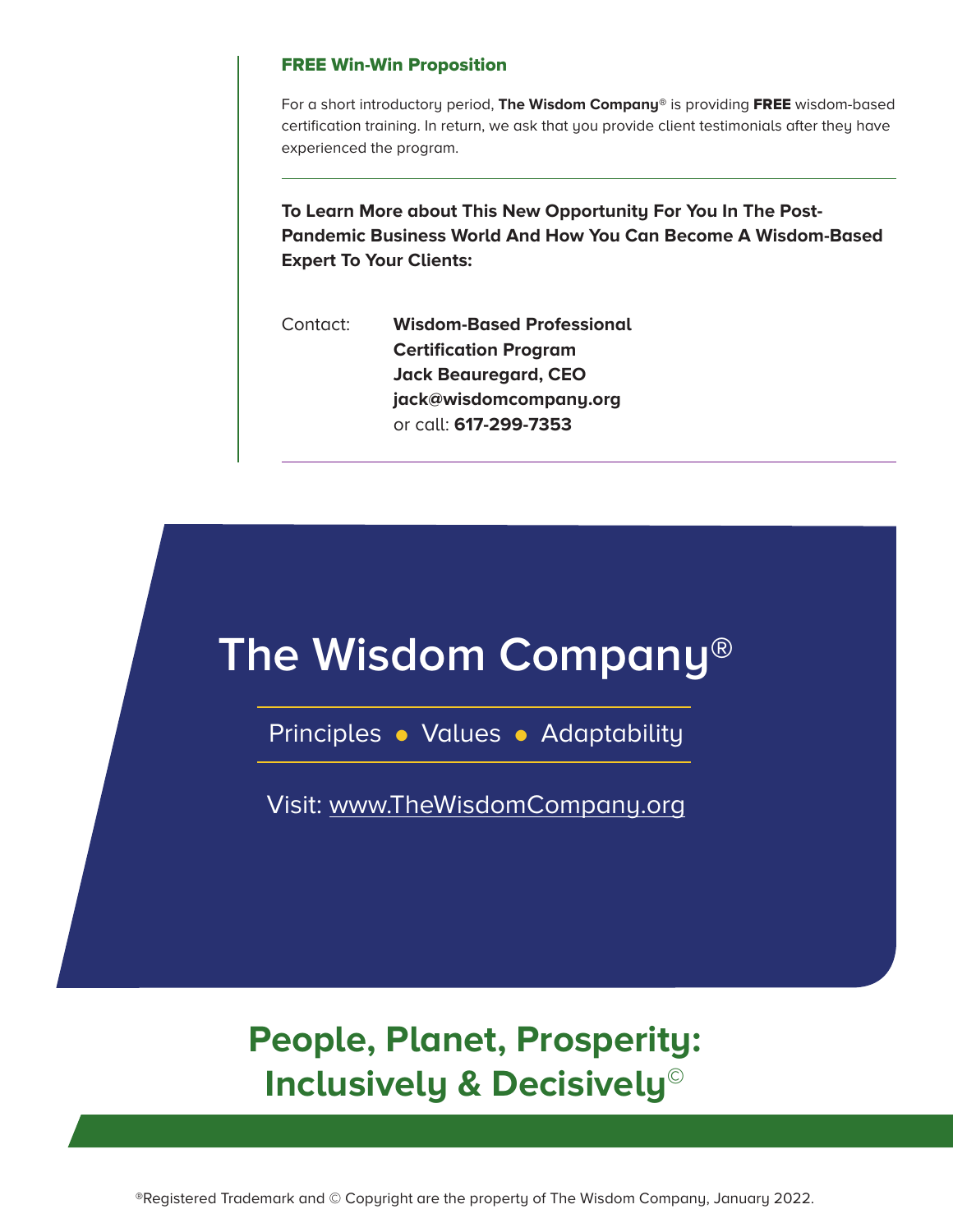### FREE Win-Win Proposition

For a short introductory period, **The Wisdom Company®** is providing **FREE** wisdom-based certification training. In return, we ask that you provide client testimonials after they have experienced the program.

---

**To Learn More about This New Opportunity For You In The Post-Pandemic Business World And How You Can Become A Wisdom-Based Expert To Your Clients:**

Contact: **Wisdom-Based Professional Certification Program**
**Jack Beauregard, CEO**
**jack@wisdomcompany.org**
or call: **617-299-7353**

---

# The Wisdom Company®

Principles • Values • Adaptability

Visit: www.TheWisdomCompany.org

## People, Planet, Prosperity: Inclusively & Decisively©

®Registered Trademark and © Copyright are the property of The Wisdom Company, January 2022.